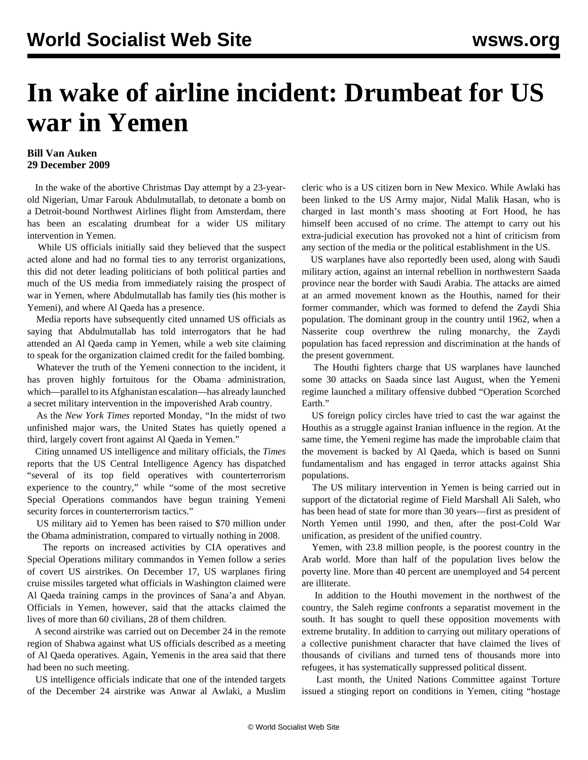# In wake of airline incident: Drumbeat for US war in Yemen

**Bill Van Auken**
**29 December 2009**

In the wake of the abortive Christmas Day attempt by a 23-year-old Nigerian, Umar Farouk Abdulmutallab, to detonate a bomb on a Detroit-bound Northwest Airlines flight from Amsterdam, there has been an escalating drumbeat for a wider US military intervention in Yemen.

While US officials initially said they believed that the suspect acted alone and had no formal ties to any terrorist organizations, this did not deter leading politicians of both political parties and much of the US media from immediately raising the prospect of war in Yemen, where Abdulmutallab has family ties (his mother is Yemeni), and where Al Qaeda has a presence.

Media reports have subsequently cited unnamed US officials as saying that Abdulmutallab has told interrogators that he had attended an Al Qaeda camp in Yemen, while a web site claiming to speak for the organization claimed credit for the failed bombing.

Whatever the truth of the Yemeni connection to the incident, it has proven highly fortuitous for the Obama administration, which—parallel to its Afghanistan escalation—has already launched a secret military intervention in the impoverished Arab country.

As the *New York Times* reported Monday, "In the midst of two unfinished major wars, the United States has quietly opened a third, largely covert front against Al Qaeda in Yemen."

Citing unnamed US intelligence and military officials, the *Times* reports that the US Central Intelligence Agency has dispatched "several of its top field operatives with counterterrorism experience to the country," while "some of the most secretive Special Operations commandos have begun training Yemeni security forces in counterterrorism tactics."

US military aid to Yemen has been raised to $70 million under the Obama administration, compared to virtually nothing in 2008.

The reports on increased activities by CIA operatives and Special Operations military commandos in Yemen follow a series of covert US airstrikes. On December 17, US warplanes firing cruise missiles targeted what officials in Washington claimed were Al Qaeda training camps in the provinces of Sana'a and Abyan. Officials in Yemen, however, said that the attacks claimed the lives of more than 60 civilians, 28 of them children.

A second airstrike was carried out on December 24 in the remote region of Shabwa against what US officials described as a meeting of Al Qaeda operatives. Again, Yemenis in the area said that there had been no such meeting.

US intelligence officials indicate that one of the intended targets of the December 24 airstrike was Anwar al Awlaki, a Muslim cleric who is a US citizen born in New Mexico. While Awlaki has been linked to the US Army major, Nidal Malik Hasan, who is charged in last month's mass shooting at Fort Hood, he has himself been accused of no crime. The attempt to carry out his extra-judicial execution has provoked not a hint of criticism from any section of the media or the political establishment in the US.

US warplanes have also reportedly been used, along with Saudi military action, against an internal rebellion in northwestern Saada province near the border with Saudi Arabia. The attacks are aimed at an armed movement known as the Houthis, named for their former commander, which was formed to defend the Zaydi Shia population. The dominant group in the country until 1962, when a Nasserite coup overthrew the ruling monarchy, the Zaydi population has faced repression and discrimination at the hands of the present government.

The Houthi fighters charge that US warplanes have launched some 30 attacks on Saada since last August, when the Yemeni regime launched a military offensive dubbed "Operation Scorched Earth."

US foreign policy circles have tried to cast the war against the Houthis as a struggle against Iranian influence in the region. At the same time, the Yemeni regime has made the improbable claim that the movement is backed by Al Qaeda, which is based on Sunni fundamentalism and has engaged in terror attacks against Shia populations.

The US military intervention in Yemen is being carried out in support of the dictatorial regime of Field Marshall Ali Saleh, who has been head of state for more than 30 years—first as president of North Yemen until 1990, and then, after the post-Cold War unification, as president of the unified country.

Yemen, with 23.8 million people, is the poorest country in the Arab world. More than half of the population lives below the poverty line. More than 40 percent are unemployed and 54 percent are illiterate.

In addition to the Houthi movement in the northwest of the country, the Saleh regime confronts a separatist movement in the south. It has sought to quell these opposition movements with extreme brutality. In addition to carrying out military operations of a collective punishment character that have claimed the lives of thousands of civilians and turned tens of thousands more into refugees, it has systematically suppressed political dissent.

Last month, the United Nations Committee against Torture issued a stinging report on conditions in Yemen, citing "hostage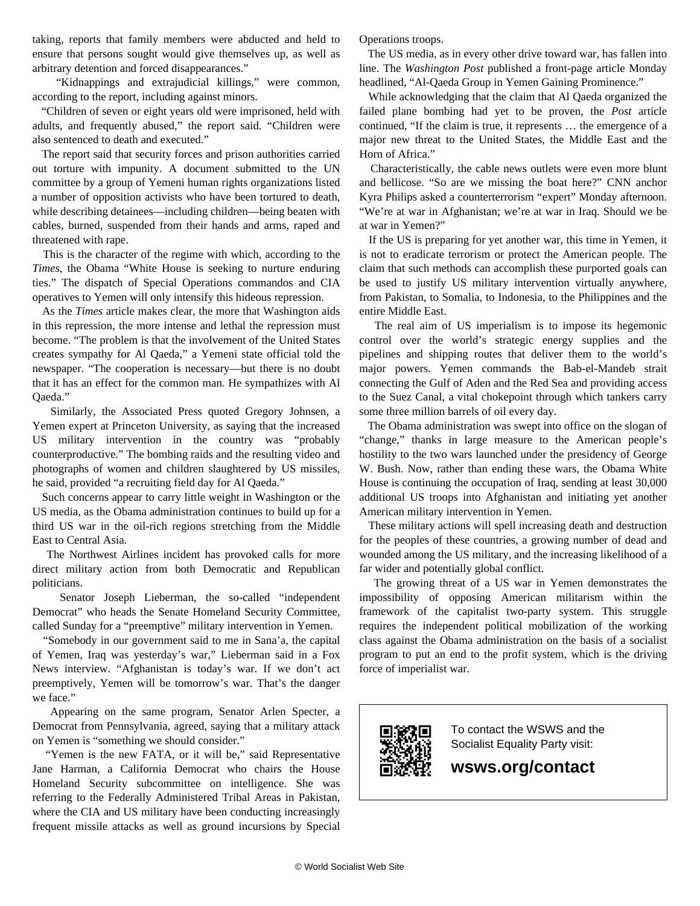taking, reports that family members were abducted and held to ensure that persons sought would give themselves up, as well as arbitrary detention and forced disappearances."

"Kidnappings and extrajudicial killings," were common, according to the report, including against minors.

"Children of seven or eight years old were imprisoned, held with adults, and frequently abused," the report said. "Children were also sentenced to death and executed."

The report said that security forces and prison authorities carried out torture with impunity. A document submitted to the UN committee by a group of Yemeni human rights organizations listed a number of opposition activists who have been tortured to death, while describing detainees—including children—being beaten with cables, burned, suspended from their hands and arms, raped and threatened with rape.

This is the character of the regime with which, according to the *Times*, the Obama "White House is seeking to nurture enduring ties." The dispatch of Special Operations commandos and CIA operatives to Yemen will only intensify this hideous repression.

As the *Times* article makes clear, the more that Washington aids in this repression, the more intense and lethal the repression must become. "The problem is that the involvement of the United States creates sympathy for Al Qaeda," a Yemeni state official told the newspaper. "The cooperation is necessary—but there is no doubt that it has an effect for the common man. He sympathizes with Al Qaeda."

Similarly, the Associated Press quoted Gregory Johnsen, a Yemen expert at Princeton University, as saying that the increased US military intervention in the country was "probably counterproductive." The bombing raids and the resulting video and photographs of women and children slaughtered by US missiles, he said, provided "a recruiting field day for Al Qaeda."

Such concerns appear to carry little weight in Washington or the US media, as the Obama administration continues to build up for a third US war in the oil-rich regions stretching from the Middle East to Central Asia.

The Northwest Airlines incident has provoked calls for more direct military action from both Democratic and Republican politicians.

Senator Joseph Lieberman, the so-called "independent Democrat" who heads the Senate Homeland Security Committee, called Sunday for a "preemptive" military intervention in Yemen.

"Somebody in our government said to me in Sana'a, the capital of Yemen, Iraq was yesterday's war," Lieberman said in a Fox News interview. "Afghanistan is today's war. If we don't act preemptively, Yemen will be tomorrow's war. That's the danger we face."

Appearing on the same program, Senator Arlen Specter, a Democrat from Pennsylvania, agreed, saying that a military attack on Yemen is "something we should consider."

"Yemen is the new FATA, or it will be," said Representative Jane Harman, a California Democrat who chairs the House Homeland Security subcommittee on intelligence. She was referring to the Federally Administered Tribal Areas in Pakistan, where the CIA and US military have been conducting increasingly frequent missile attacks as well as ground incursions by Special Operations troops.

The US media, as in every other drive toward war, has fallen into line. The *Washington Post* published a front-page article Monday headlined, "Al-Qaeda Group in Yemen Gaining Prominence."

While acknowledging that the claim that Al Qaeda organized the failed plane bombing had yet to be proven, the *Post* article continued, "If the claim is true, it represents … the emergence of a major new threat to the United States, the Middle East and the Horn of Africa."

Characteristically, the cable news outlets were even more blunt and bellicose. "So are we missing the boat here?" CNN anchor Kyra Philips asked a counterterrorism "expert" Monday afternoon. "We're at war in Afghanistan; we're at war in Iraq. Should we be at war in Yemen?"

If the US is preparing for yet another war, this time in Yemen, it is not to eradicate terrorism or protect the American people. The claim that such methods can accomplish these purported goals can be used to justify US military intervention virtually anywhere, from Pakistan, to Somalia, to Indonesia, to the Philippines and the entire Middle East.

The real aim of US imperialism is to impose its hegemonic control over the world's strategic energy supplies and the pipelines and shipping routes that deliver them to the world's major powers. Yemen commands the Bab-el-Mandeb strait connecting the Gulf of Aden and the Red Sea and providing access to the Suez Canal, a vital chokepoint through which tankers carry some three million barrels of oil every day.

The Obama administration was swept into office on the slogan of "change," thanks in large measure to the American people's hostility to the two wars launched under the presidency of George W. Bush. Now, rather than ending these wars, the Obama White House is continuing the occupation of Iraq, sending at least 30,000 additional US troops into Afghanistan and initiating yet another American military intervention in Yemen.

These military actions will spell increasing death and destruction for the peoples of these countries, a growing number of dead and wounded among the US military, and the increasing likelihood of a far wider and potentially global conflict.

The growing threat of a US war in Yemen demonstrates the impossibility of opposing American militarism within the framework of the capitalist two-party system. This struggle requires the independent political mobilization of the working class against the Obama administration on the basis of a socialist program to put an end to the profit system, which is the driving force of imperialist war.

To contact the WSWS and the Socialist Equality Party visit:

**wsws.org/contact**